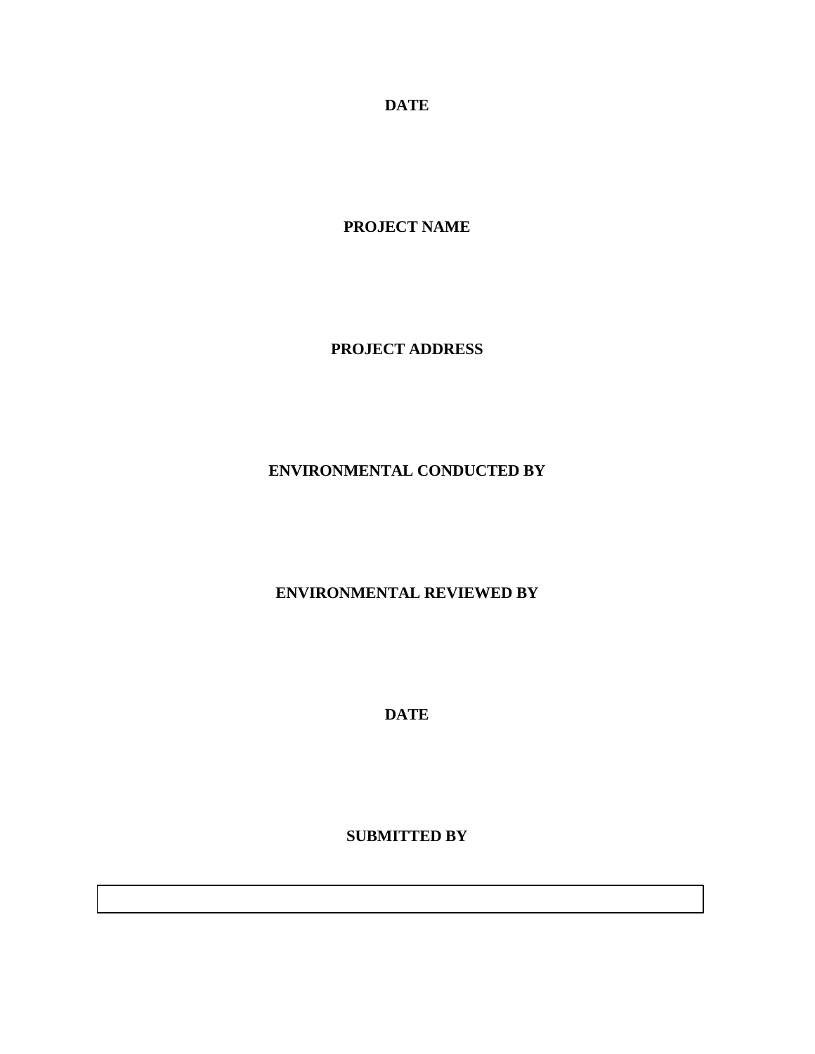**DATE**

**PROJECT NAME**

**PROJECT ADDRESS**

**ENVIRONMENTAL CONDUCTED BY**

**ENVIRONMENTAL REVIEWED BY**

**DATE**

**SUBMITTED BY**

| |
|---|
| |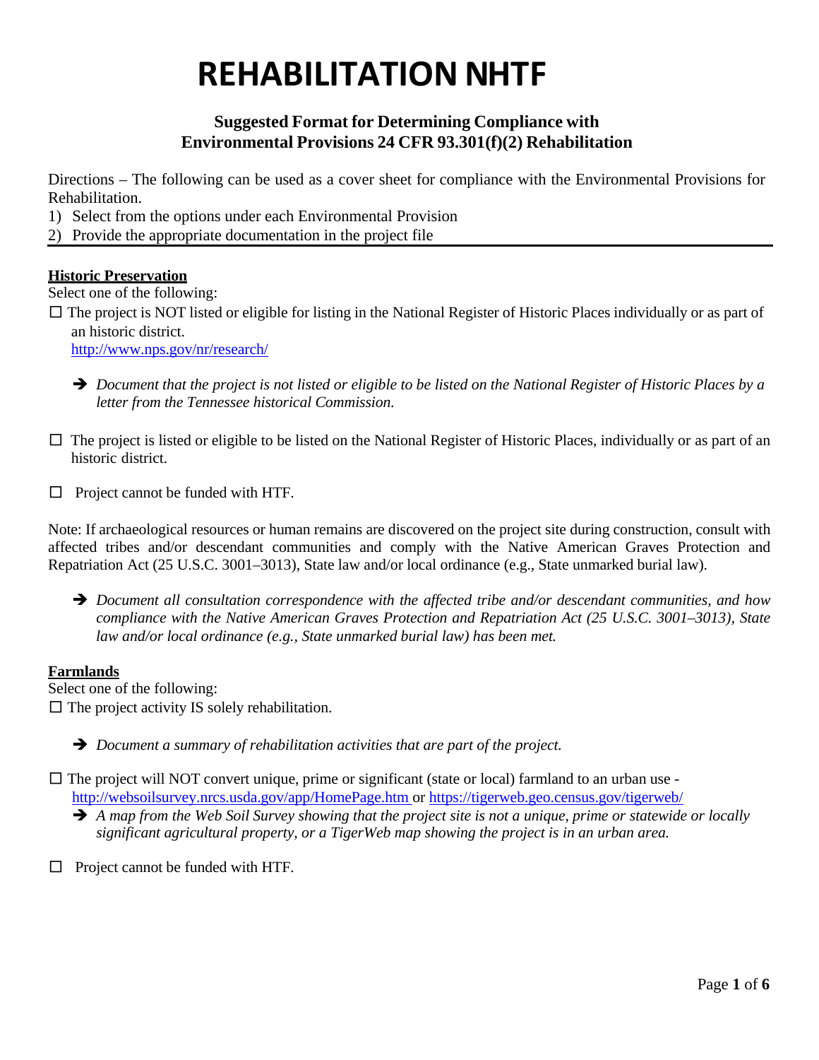# REHABILITATION NHTF

**Suggested Format for Determining Compliance with Environmental Provisions 24 CFR 93.301(f)(2) Rehabilitation**

Directions – The following can be used as a cover sheet for compliance with the Environmental Provisions for Rehabilitation.

1) Select from the options under each Environmental Provision
2) Provide the appropriate documentation in the project file

---

**Historic Preservation**

Select one of the following:

☐ The project is NOT listed or eligible for listing in the National Register of Historic Places individually or as part of an historic district.
[http://www.nps.gov/nr/research/](http://www.nps.gov/nr/research/)

➔ *Document that the project is not listed or eligible to be listed on the National Register of Historic Places by a letter from the Tennessee historical Commission.*

☐ The project is listed or eligible to be listed on the National Register of Historic Places, individually or as part of an historic district.

☐ Project cannot be funded with HTF.

Note: If archaeological resources or human remains are discovered on the project site during construction, consult with affected tribes and/or descendant communities and comply with the Native American Graves Protection and Repatriation Act (25 U.S.C. 3001–3013), State law and/or local ordinance (e.g., State unmarked burial law).

➔ *Document all consultation correspondence with the affected tribe and/or descendant communities, and how compliance with the Native American Graves Protection and Repatriation Act (25 U.S.C. 3001–3013), State law and/or local ordinance (e.g., State unmarked burial law) has been met.*

**Farmlands**

Select one of the following:

☐ The project activity IS solely rehabilitation.

➔ *Document a summary of rehabilitation activities that are part of the project.*

☐ The project will NOT convert unique, prime or significant (state or local) farmland to an urban use - [http://websoilsurvey.nrcs.usda.gov/app/HomePage.htm](http://websoilsurvey.nrcs.usda.gov/app/HomePage.htm) or [https://tigerweb.geo.census.gov/tigerweb/](https://tigerweb.geo.census.gov/tigerweb/)

➔ *A map from the Web Soil Survey showing that the project site is not a unique, prime or statewide or locally significant agricultural property, or a TigerWeb map showing the project is in an urban area.*

☐ Project cannot be funded with HTF.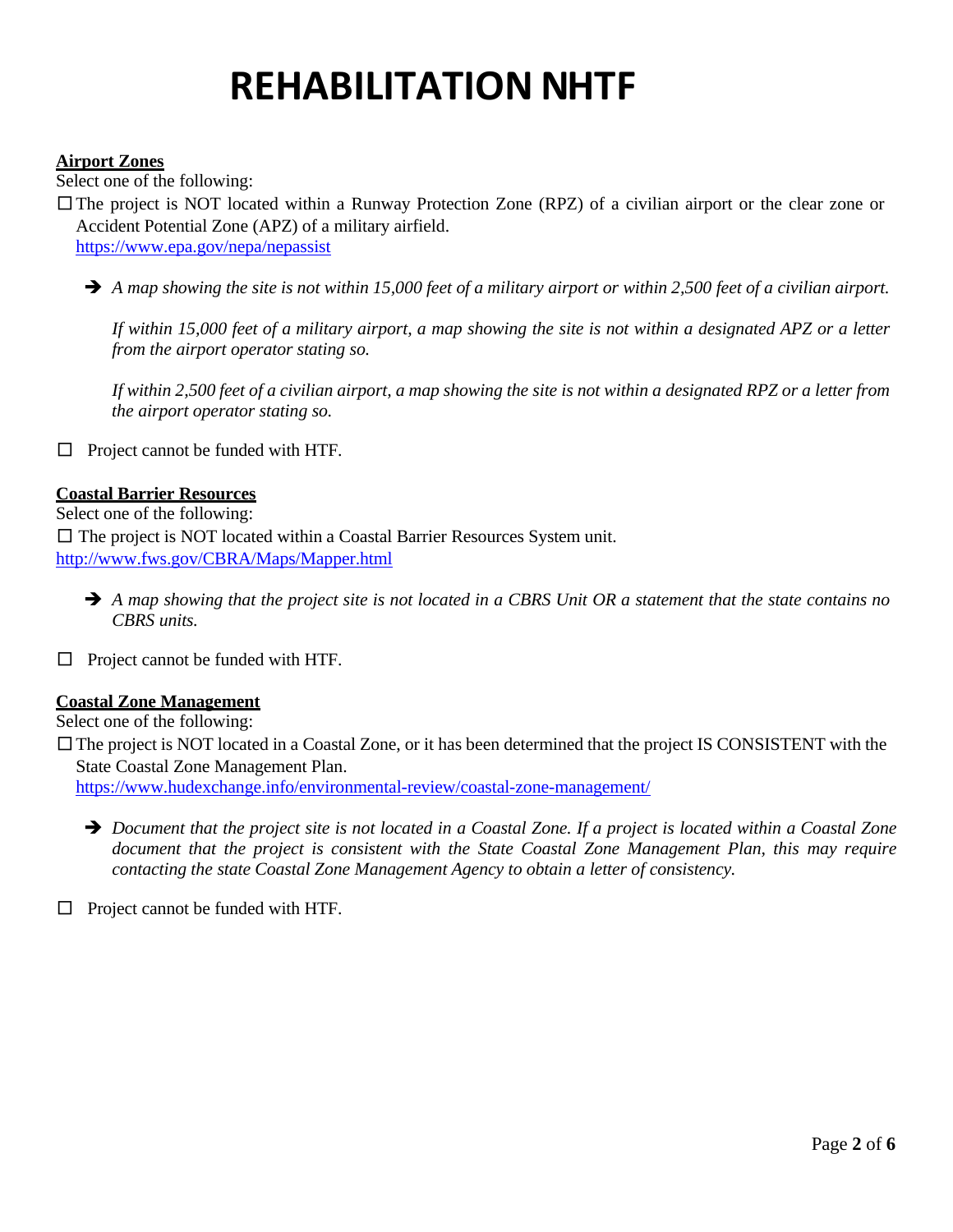# REHABILITATION NHTF

**Airport Zones**

Select one of the following:

☐ The project is NOT located within a Runway Protection Zone (RPZ) of a civilian airport or the clear zone or Accident Potential Zone (APZ) of a military airfield.
https://www.epa.gov/nepa/nepassist

➔ *A map showing the site is not within 15,000 feet of a military airport or within 2,500 feet of a civilian airport.*

*If within 15,000 feet of a military airport, a map showing the site is not within a designated APZ or a letter from the airport operator stating so.*

*If within 2,500 feet of a civilian airport, a map showing the site is not within a designated RPZ or a letter from the airport operator stating so.*

☐ Project cannot be funded with HTF.

**Coastal Barrier Resources**

Select one of the following:

☐ The project is NOT located within a Coastal Barrier Resources System unit.
http://www.fws.gov/CBRA/Maps/Mapper.html

➔ *A map showing that the project site is not located in a CBRS Unit OR a statement that the state contains no CBRS units.*

☐ Project cannot be funded with HTF.

**Coastal Zone Management**

Select one of the following:

☐ The project is NOT located in a Coastal Zone, or it has been determined that the project IS CONSISTENT with the State Coastal Zone Management Plan.
https://www.hudexchange.info/environmental-review/coastal-zone-management/

➔ *Document that the project site is not located in a Coastal Zone. If a project is located within a Coastal Zone document that the project is consistent with the State Coastal Zone Management Plan, this may require contacting the state Coastal Zone Management Agency to obtain a letter of consistency.*

☐ Project cannot be funded with HTF.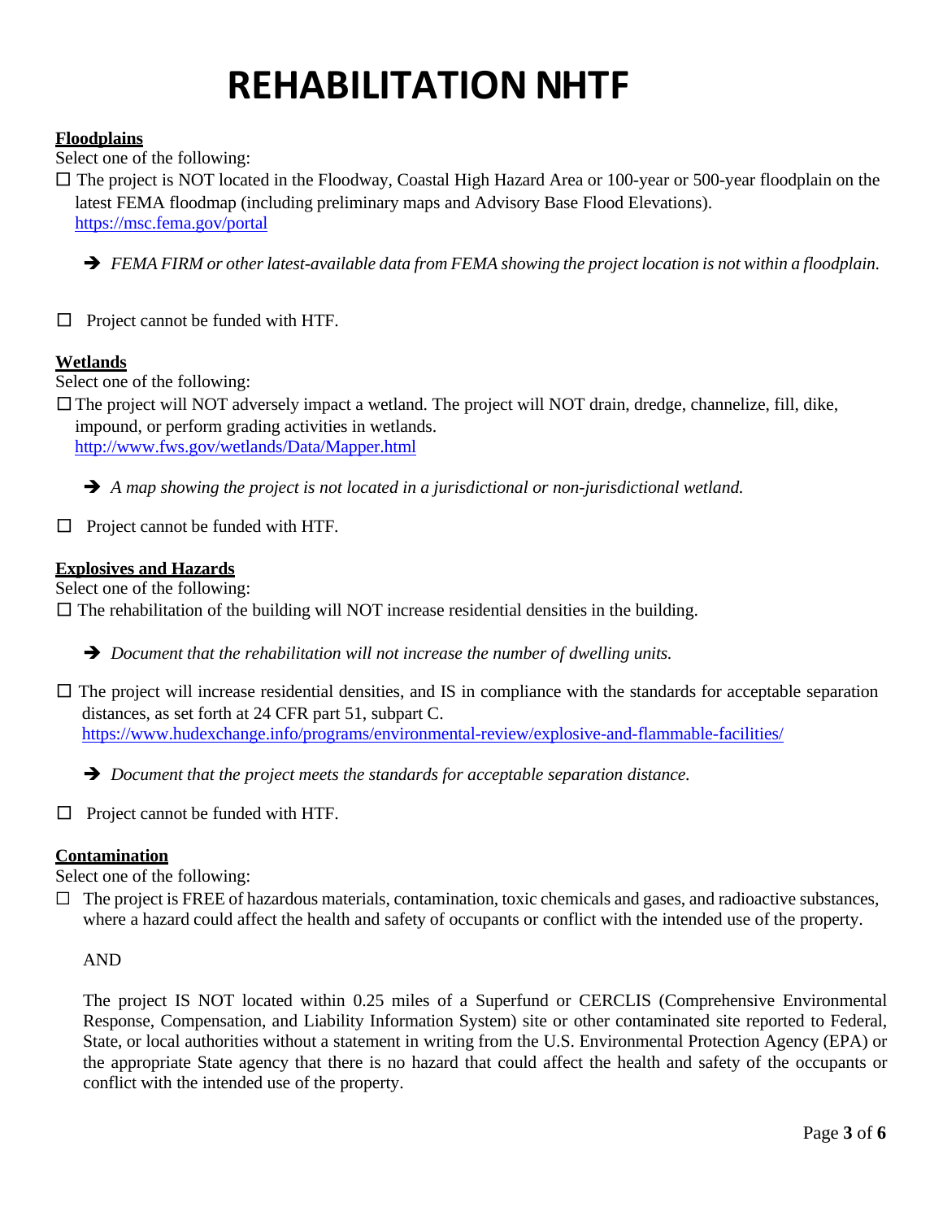# REHABILITATION NHTF

**Floodplains**

Select one of the following:

☐ The project is NOT located in the Floodway, Coastal High Hazard Area or 100-year or 500-year floodplain on the latest FEMA floodmap (including preliminary maps and Advisory Base Flood Elevations). https://msc.fema.gov/portal

➔ *FEMA FIRM or other latest-available data from FEMA showing the project location is not within a floodplain.*

☐ Project cannot be funded with HTF.

**Wetlands**

Select one of the following:

☐ The project will NOT adversely impact a wetland. The project will NOT drain, dredge, channelize, fill, dike, impound, or perform grading activities in wetlands. http://www.fws.gov/wetlands/Data/Mapper.html

➔ *A map showing the project is not located in a jurisdictional or non-jurisdictional wetland.*

☐ Project cannot be funded with HTF.

**Explosives and Hazards**

Select one of the following:

☐ The rehabilitation of the building will NOT increase residential densities in the building.

➔ *Document that the rehabilitation will not increase the number of dwelling units.*

☐ The project will increase residential densities, and IS in compliance with the standards for acceptable separation distances, as set forth at 24 CFR part 51, subpart C. https://www.hudexchange.info/programs/environmental-review/explosive-and-flammable-facilities/

➔ *Document that the project meets the standards for acceptable separation distance.*

☐ Project cannot be funded with HTF.

**Contamination**

Select one of the following:

☐ The project is FREE of hazardous materials, contamination, toxic chemicals and gases, and radioactive substances, where a hazard could affect the health and safety of occupants or conflict with the intended use of the property.

AND

The project IS NOT located within 0.25 miles of a Superfund or CERCLIS (Comprehensive Environmental Response, Compensation, and Liability Information System) site or other contaminated site reported to Federal, State, or local authorities without a statement in writing from the U.S. Environmental Protection Agency (EPA) or the appropriate State agency that there is no hazard that could affect the health and safety of the occupants or conflict with the intended use of the property.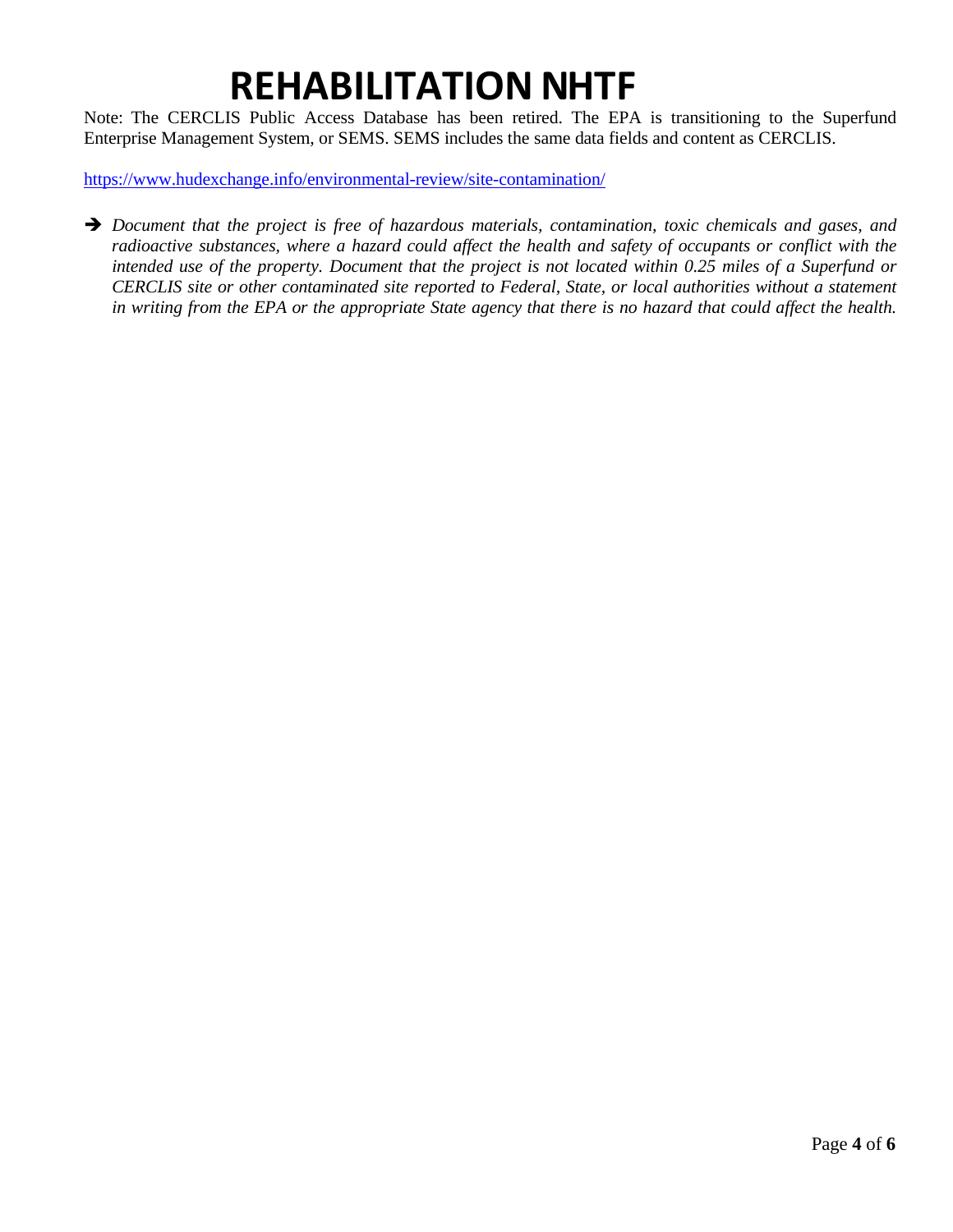# REHABILITATION NHTF

Note: The CERCLIS Public Access Database has been retired. The EPA is transitioning to the Superfund Enterprise Management System, or SEMS. SEMS includes the same data fields and content as CERCLIS.

https://www.hudexchange.info/environmental-review/site-contamination/

➔ *Document that the project is free of hazardous materials, contamination, toxic chemicals and gases, and radioactive substances, where a hazard could affect the health and safety of occupants or conflict with the intended use of the property. Document that the project is not located within 0.25 miles of a Superfund or CERCLIS site or other contaminated site reported to Federal, State, or local authorities without a statement in writing from the EPA or the appropriate State agency that there is no hazard that could affect the health.*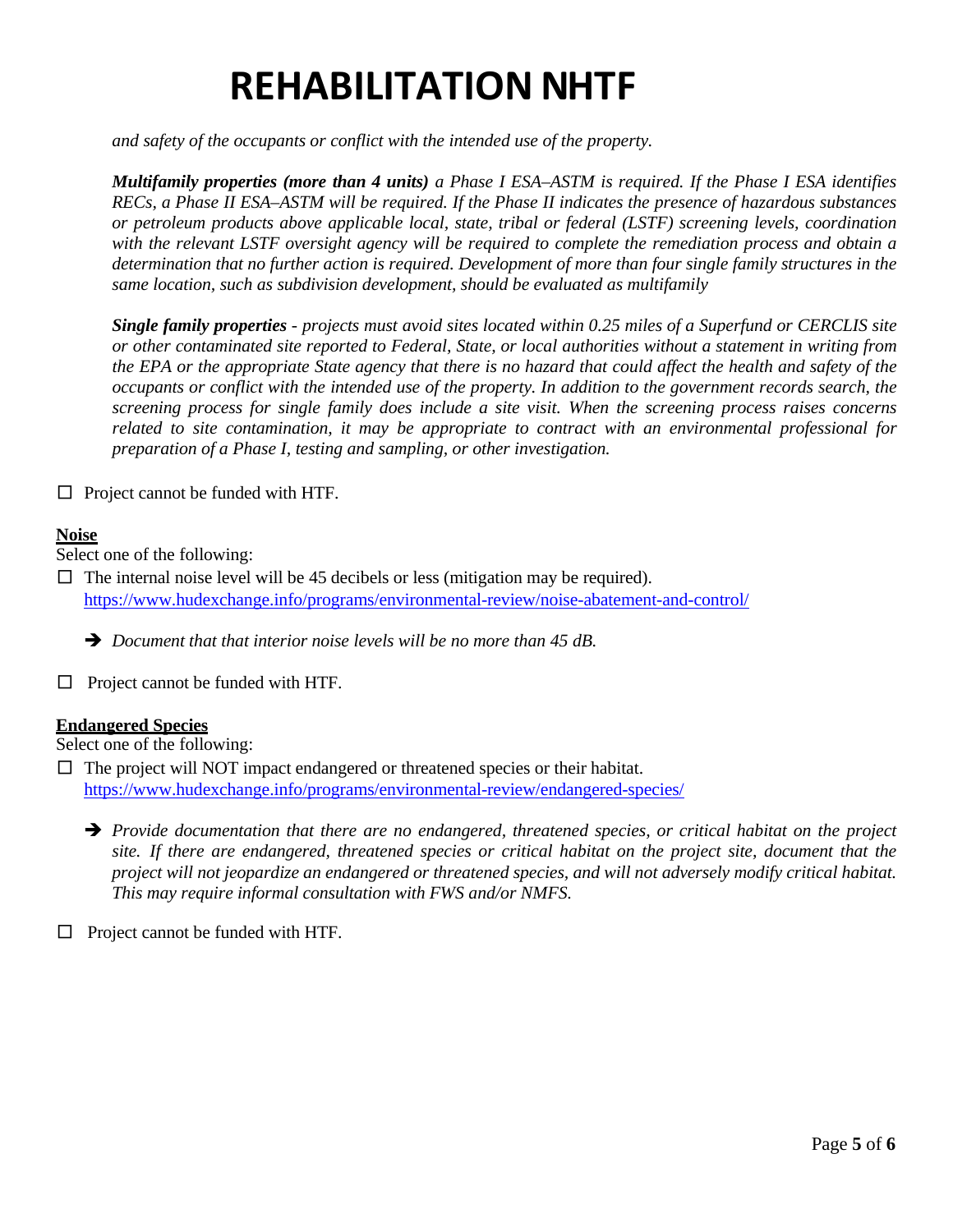*and safety of the occupants or conflict with the intended use of the property.*

***Multifamily properties (more than 4 units)** a Phase I ESA–ASTM is required. If the Phase I ESA identifies RECs, a Phase II ESA–ASTM will be required. If the Phase II indicates the presence of hazardous substances or petroleum products above applicable local, state, tribal or federal (LSTF) screening levels, coordination with the relevant LSTF oversight agency will be required to complete the remediation process and obtain a determination that no further action is required. Development of more than four single family structures in the same location, such as subdivision development, should be evaluated as multifamily*

***Single family properties** - projects must avoid sites located within 0.25 miles of a Superfund or CERCLIS site or other contaminated site reported to Federal, State, or local authorities without a statement in writing from the EPA or the appropriate State agency that there is no hazard that could affect the health and safety of the occupants or conflict with the intended use of the property. In addition to the government records search, the screening process for single family does include a site visit. When the screening process raises concerns related to site contamination, it may be appropriate to contract with an environmental professional for preparation of a Phase I, testing and sampling, or other investigation.*

☐ Project cannot be funded with HTF.

**Noise**

Select one of the following:

☐ The internal noise level will be 45 decibels or less (mitigation may be required).
https://www.hudexchange.info/programs/environmental-review/noise-abatement-and-control/

➔ *Document that that interior noise levels will be no more than 45 dB.*

☐ Project cannot be funded with HTF.

**Endangered Species**

Select one of the following:

☐ The project will NOT impact endangered or threatened species or their habitat.
https://www.hudexchange.info/programs/environmental-review/endangered-species/

➔ *Provide documentation that there are no endangered, threatened species, or critical habitat on the project site. If there are endangered, threatened species or critical habitat on the project site, document that the project will not jeopardize an endangered or threatened species, and will not adversely modify critical habitat. This may require informal consultation with FWS and/or NMFS.*

☐ Project cannot be funded with HTF.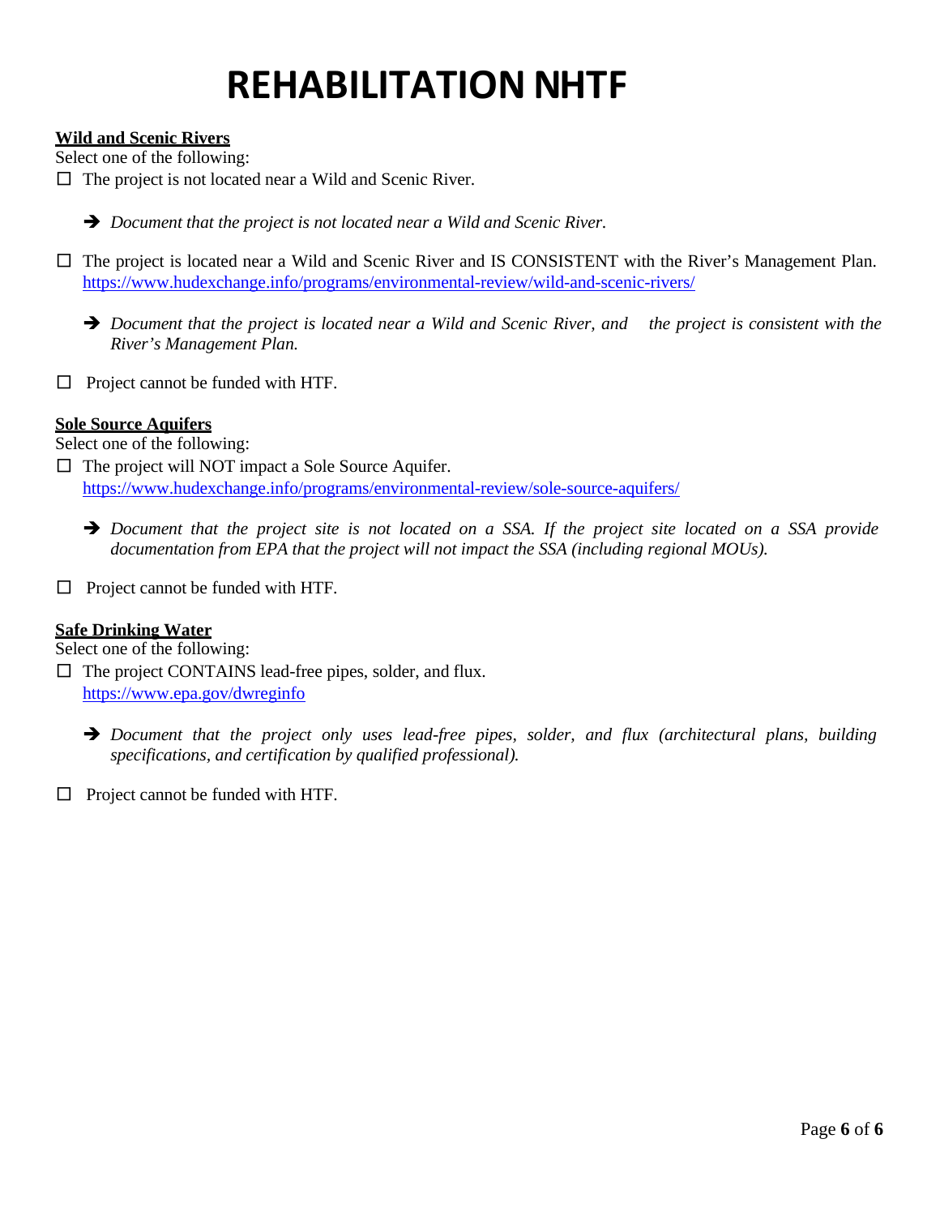# REHABILITATION NHTF

**Wild and Scenic Rivers**

Select one of the following:

☐ The project is not located near a Wild and Scenic River.

➔ *Document that the project is not located near a Wild and Scenic River.*

☐ The project is located near a Wild and Scenic River and IS CONSISTENT with the River's Management Plan. https://www.hudexchange.info/programs/environmental-review/wild-and-scenic-rivers/

➔ *Document that the project is located near a Wild and Scenic River, and the project is consistent with the River's Management Plan.*

☐ Project cannot be funded with HTF.

**Sole Source Aquifers**

Select one of the following:

☐ The project will NOT impact a Sole Source Aquifer. https://www.hudexchange.info/programs/environmental-review/sole-source-aquifers/

➔ *Document that the project site is not located on a SSA. If the project site located on a SSA provide documentation from EPA that the project will not impact the SSA (including regional MOUs).*

☐ Project cannot be funded with HTF.

**Safe Drinking Water**

Select one of the following:

☐ The project CONTAINS lead-free pipes, solder, and flux. https://www.epa.gov/dwreginfo

➔ *Document that the project only uses lead-free pipes, solder, and flux (architectural plans, building specifications, and certification by qualified professional).*

☐ Project cannot be funded with HTF.